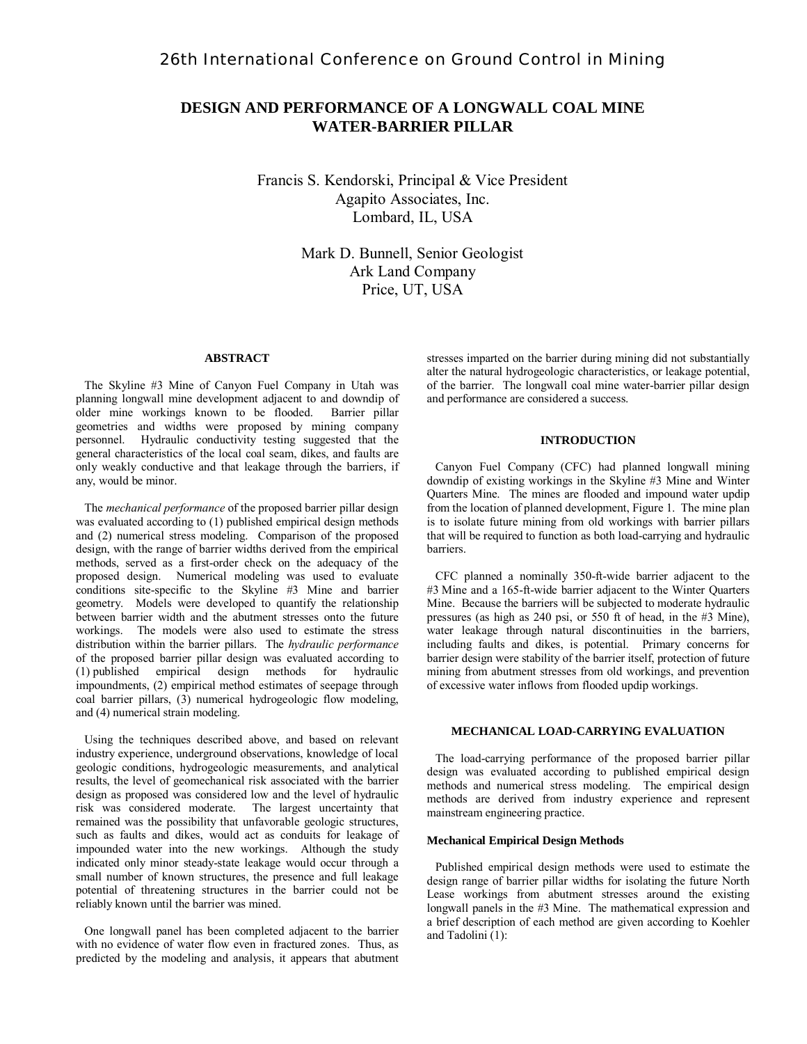# DESIGN AND PERFORMANCE OF A LONGWALL COAL MINE WATER-BARRIER PILLAR

Francis S. Kendorski, Principal & Vice President
Agapito Associates, Inc.
Lombard, IL, USA

Mark D. Bunnell, Senior Geologist
Ark Land Company
Price, UT, USA

## ABSTRACT

The Skyline #3 Mine of Canyon Fuel Company in Utah was planning longwall mine development adjacent to and downdip of older mine workings known to be flooded. Barrier pillar geometries and widths were proposed by mining company personnel. Hydraulic conductivity testing suggested that the general characteristics of the local coal seam, dikes, and faults are only weakly conductive and that leakage through the barriers, if any, would be minor.

The *mechanical performance* of the proposed barrier pillar design was evaluated according to (1) published empirical design methods and (2) numerical stress modeling. Comparison of the proposed design, with the range of barrier widths derived from the empirical methods, served as a first-order check on the adequacy of the proposed design. Numerical modeling was used to evaluate conditions site-specific to the Skyline #3 Mine and barrier geometry. Models were developed to quantify the relationship between barrier width and the abutment stresses onto the future workings. The models were also used to estimate the stress distribution within the barrier pillars. The *hydraulic performance* of the proposed barrier pillar design was evaluated according to (1) published empirical design methods for hydraulic impoundments, (2) empirical method estimates of seepage through coal barrier pillars, (3) numerical hydrogeologic flow modeling, and (4) numerical strain modeling.

Using the techniques described above, and based on relevant industry experience, underground observations, knowledge of local geologic conditions, hydrogeologic measurements, and analytical results, the level of geomechanical risk associated with the barrier design as proposed was considered low and the level of hydraulic risk was considered moderate. The largest uncertainty that remained was the possibility that unfavorable geologic structures, such as faults and dikes, would act as conduits for leakage of impounded water into the new workings. Although the study indicated only minor steady-state leakage would occur through a small number of known structures, the presence and full leakage potential of threatening structures in the barrier could not be reliably known until the barrier was mined.

One longwall panel has been completed adjacent to the barrier with no evidence of water flow even in fractured zones. Thus, as predicted by the modeling and analysis, it appears that abutment stresses imparted on the barrier during mining did not substantially alter the natural hydrogeologic characteristics, or leakage potential, of the barrier. The longwall coal mine water-barrier pillar design and performance are considered a success.

## INTRODUCTION

Canyon Fuel Company (CFC) had planned longwall mining downdip of existing workings in the Skyline #3 Mine and Winter Quarters Mine. The mines are flooded and impound water updip from the location of planned development, Figure 1. The mine plan is to isolate future mining from old workings with barrier pillars that will be required to function as both load-carrying and hydraulic barriers.

CFC planned a nominally 350-ft-wide barrier adjacent to the #3 Mine and a 165-ft-wide barrier adjacent to the Winter Quarters Mine. Because the barriers will be subjected to moderate hydraulic pressures (as high as 240 psi, or 550 ft of head, in the #3 Mine), water leakage through natural discontinuities in the barriers, including faults and dikes, is potential. Primary concerns for barrier design were stability of the barrier itself, protection of future mining from abutment stresses from old workings, and prevention of excessive water inflows from flooded updip workings.

## MECHANICAL LOAD-CARRYING EVALUATION

The load-carrying performance of the proposed barrier pillar design was evaluated according to published empirical design methods and numerical stress modeling. The empirical design methods are derived from industry experience and represent mainstream engineering practice.

### Mechanical Empirical Design Methods

Published empirical design methods were used to estimate the design range of barrier pillar widths for isolating the future North Lease workings from abutment stresses around the existing longwall panels in the #3 Mine. The mathematical expression and a brief description of each method are given according to Koehler and Tadolini (1):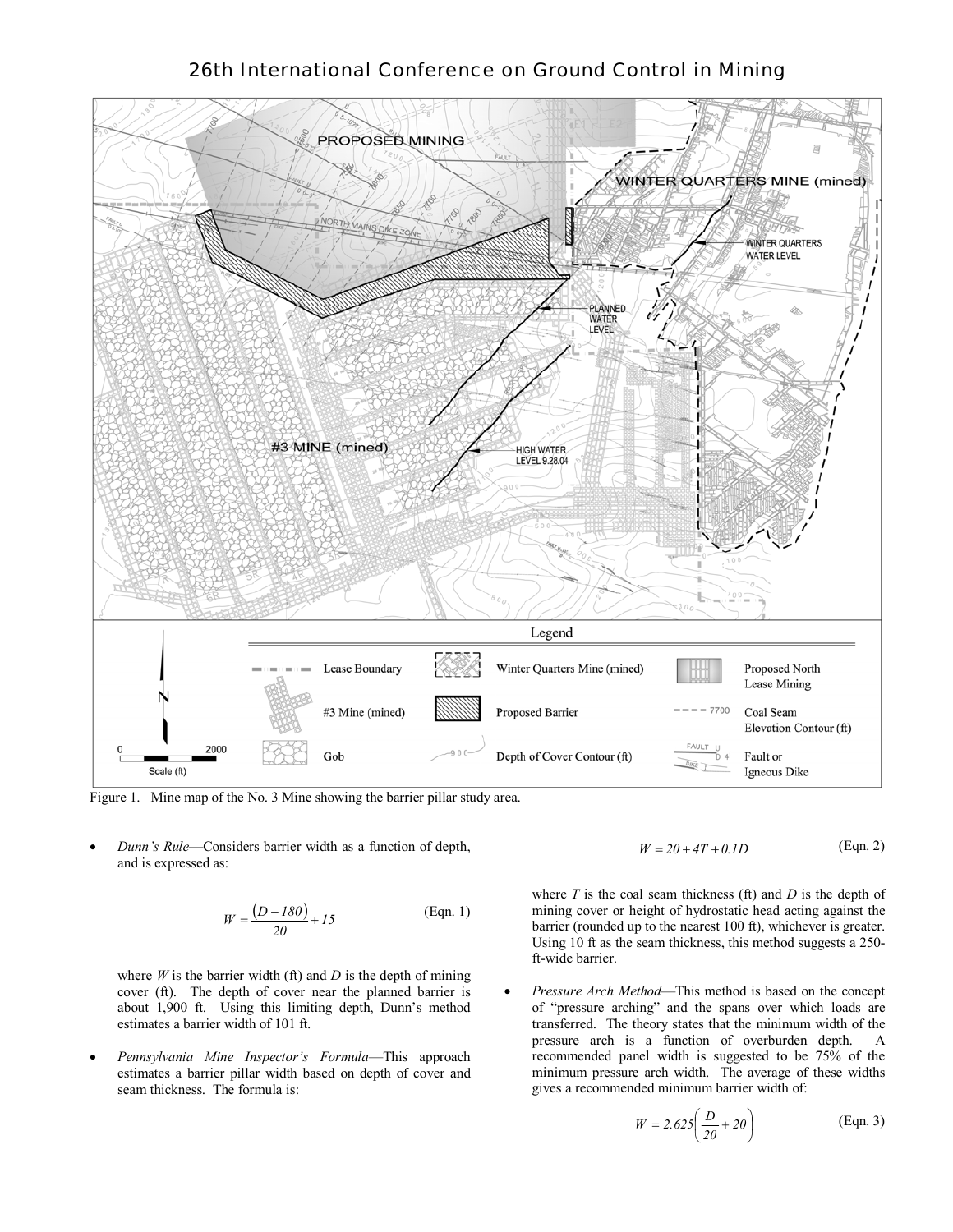Figure 1. Mine map of the No. 3 Mine showing the barrier pillar study area.

- *Dunn's Rule*—Considers barrier width as a function of depth, and is expressed as:

$$W = \frac{(D - 180)}{20} + 15 \qquad \text{(Eqn. 1)}$$

where $W$ is the barrier width (ft) and $D$ is the depth of mining cover (ft). The depth of cover near the planned barrier is about 1,900 ft. Using this limiting depth, Dunn's method estimates a barrier width of 101 ft.

- *Pennsylvania Mine Inspector's Formula*—This approach estimates a barrier pillar width based on depth of cover and seam thickness. The formula is:

$$W = 20 + 4T + 0.1D \qquad \text{(Eqn. 2)}$$

where $T$ is the coal seam thickness (ft) and $D$ is the depth of mining cover or height of hydrostatic head acting against the barrier (rounded up to the nearest 100 ft), whichever is greater. Using 10 ft as the seam thickness, this method suggests a 250-ft-wide barrier.

- *Pressure Arch Method*—This method is based on the concept of "pressure arching" and the spans over which loads are transferred. The theory states that the minimum width of the pressure arch is a function of overburden depth. A recommended panel width is suggested to be 75% of the minimum pressure arch width. The average of these widths gives a recommended minimum barrier width of:

$$W = 2.625\left(\frac{D}{20} + 20\right) \qquad \text{(Eqn. 3)}$$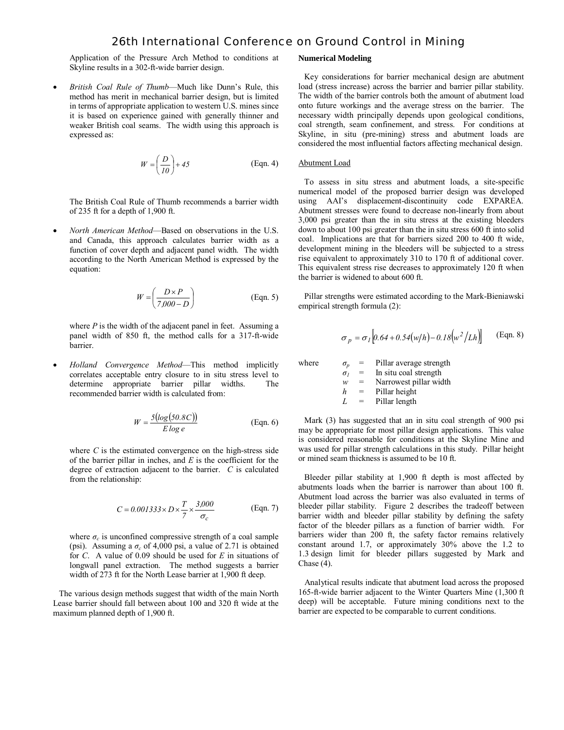Application of the Pressure Arch Method to conditions at Skyline results in a 302-ft-wide barrier design.

- *British Coal Rule of Thumb*—Much like Dunn's Rule, this method has merit in mechanical barrier design, but is limited in terms of appropriate application to western U.S. mines since it is based on experience gained with generally thinner and weaker British coal seams. The width using this approach is expressed as:

$$W = \left(\frac{D}{10}\right) + 45 \qquad \text{(Eqn. 4)}$$

  The British Coal Rule of Thumb recommends a barrier width of 235 ft for a depth of 1,900 ft.

- *North American Method*—Based on observations in the U.S. and Canada, this approach calculates barrier width as a function of cover depth and adjacent panel width. The width according to the North American Method is expressed by the equation:

$$W = \left(\frac{D \times P}{7{,}000 - D}\right) \qquad \text{(Eqn. 5)}$$

  where $P$ is the width of the adjacent panel in feet. Assuming a panel width of 850 ft, the method calls for a 317-ft-wide barrier.

- *Holland Convergence Method*—This method implicitly correlates acceptable entry closure to in situ stress level to determine appropriate barrier pillar widths. The recommended barrier width is calculated from:

$$W = \frac{5(\log(50.8C))}{E \log e} \qquad \text{(Eqn. 6)}$$

  where $C$ is the estimated convergence on the high-stress side of the barrier pillar in inches, and $E$ is the coefficient for the degree of extraction adjacent to the barrier. $C$ is calculated from the relationship:

$$C = 0.001333 \times D \times \frac{T}{7} \times \frac{3{,}000}{\sigma_c} \qquad \text{(Eqn. 7)}$$

  where $\sigma_c$ is unconfined compressive strength of a coal sample (psi). Assuming a $\sigma_c$ of 4,000 psi, a value of 2.71 is obtained for $C$. A value of 0.09 should be used for $E$ in situations of longwall panel extraction. The method suggests a barrier width of 273 ft for the North Lease barrier at 1,900 ft deep.

The various design methods suggest that width of the main North Lease barrier should fall between about 100 and 320 ft wide at the maximum planned depth of 1,900 ft.

**Numerical Modeling**

Key considerations for barrier mechanical design are abutment load (stress increase) across the barrier and barrier pillar stability. The width of the barrier controls both the amount of abutment load onto future workings and the average stress on the barrier. The necessary width principally depends upon geological conditions, coal strength, seam confinement, and stress. For conditions at Skyline, in situ (pre-mining) stress and abutment loads are considered the most influential factors affecting mechanical design.

Abutment Load

To assess in situ stress and abutment loads, a site-specific numerical model of the proposed barrier design was developed using AAI's displacement-discontinuity code EXPAREA. Abutment stresses were found to decrease non-linearly from about 3,000 psi greater than the in situ stress at the existing bleeders down to about 100 psi greater than the in situ stress 600 ft into solid coal. Implications are that for barriers sized 200 to 400 ft wide, development mining in the bleeders will be subjected to a stress rise equivalent to approximately 310 to 170 ft of additional cover. This equivalent stress rise decreases to approximately 120 ft when the barrier is widened to about 600 ft.

Pillar strengths were estimated according to the Mark-Bieniawski empirical strength formula (2):

$$\sigma_p = \sigma_1 \left[0.64 + 0.54(w/h) - 0.18(w^2/Lh)\right] \qquad \text{(Eqn. 8)}$$

where
- $\sigma_p$ = Pillar average strength
- $\sigma_1$ = In situ coal strength
- $w$ = Narrowest pillar width
- $h$ = Pillar height
- $L$ = Pillar length

Mark (3) has suggested that an in situ coal strength of 900 psi may be appropriate for most pillar design applications. This value is considered reasonable for conditions at the Skyline Mine and was used for pillar strength calculations in this study. Pillar height or mined seam thickness is assumed to be 10 ft.

Bleeder pillar stability at 1,900 ft depth is most affected by abutments loads when the barrier is narrower than about 100 ft. Abutment load across the barrier was also evaluated in terms of bleeder pillar stability. Figure 2 describes the tradeoff between barrier width and bleeder pillar stability by defining the safety factor of the bleeder pillars as a function of barrier width. For barriers wider than 200 ft, the safety factor remains relatively constant around 1.7, or approximately 30% above the 1.2 to 1.3 design limit for bleeder pillars suggested by Mark and Chase (4).

Analytical results indicate that abutment load across the proposed 165-ft-wide barrier adjacent to the Winter Quarters Mine (1,300 ft deep) will be acceptable. Future mining conditions next to the barrier are expected to be comparable to current conditions.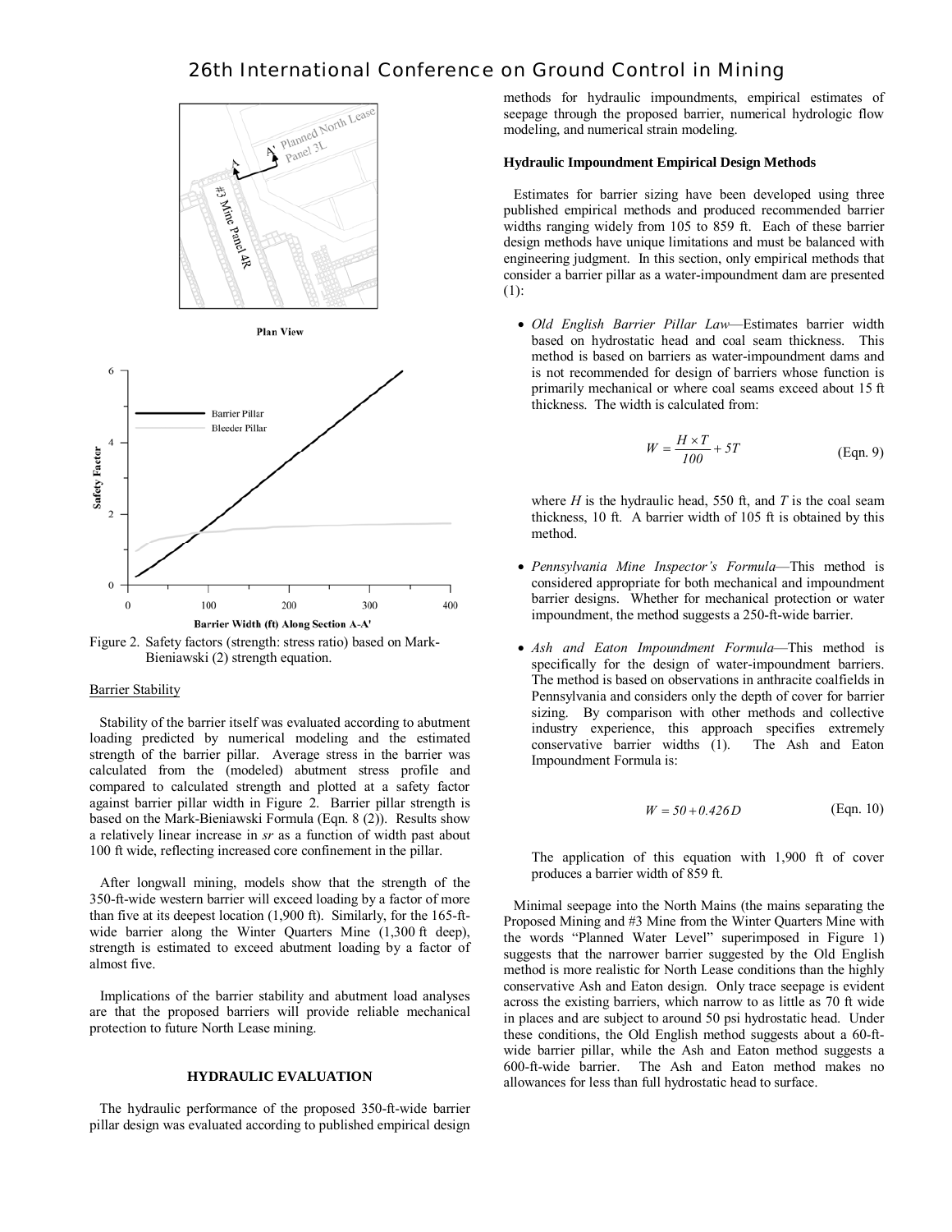Plan View

Figure 2. Safety factors (strength: stress ratio) based on Mark-Bieniawski (2) strength equation.

Barrier Stability

Stability of the barrier itself was evaluated according to abutment loading predicted by numerical modeling and the estimated strength of the barrier pillar. Average stress in the barrier was calculated from the (modeled) abutment stress profile and compared to calculated strength and plotted at a safety factor against barrier pillar width in Figure 2. Barrier pillar strength is based on the Mark-Bieniawski Formula (Eqn. 8 (2)). Results show a relatively linear increase in *sr* as a function of width past about 100 ft wide, reflecting increased core confinement in the pillar.

After longwall mining, models show that the strength of the 350-ft-wide western barrier will exceed loading by a factor of more than five at its deepest location (1,900 ft). Similarly, for the 165-ft-wide barrier along the Winter Quarters Mine (1,300 ft deep), strength is estimated to exceed abutment loading by a factor of almost five.

Implications of the barrier stability and abutment load analyses are that the proposed barriers will provide reliable mechanical protection to future North Lease mining.

## HYDRAULIC EVALUATION

The hydraulic performance of the proposed 350-ft-wide barrier pillar design was evaluated according to published empirical design methods for hydraulic impoundments, empirical estimates of seepage through the proposed barrier, numerical hydrologic flow modeling, and numerical strain modeling.

### Hydraulic Impoundment Empirical Design Methods

Estimates for barrier sizing have been developed using three published empirical methods and produced recommended barrier widths ranging widely from 105 to 859 ft. Each of these barrier design methods have unique limitations and must be balanced with engineering judgment. In this section, only empirical methods that consider a barrier pillar as a water-impoundment dam are presented (1):

- *Old English Barrier Pillar Law*—Estimates barrier width based on hydrostatic head and coal seam thickness. This method is based on barriers as water-impoundment dams and is not recommended for design of barriers whose function is primarily mechanical or where coal seams exceed about 15 ft thickness. The width is calculated from:

$$W = \frac{H \times T}{100} + 5T \qquad \text{(Eqn. 9)}$$

  where $H$ is the hydraulic head, 550 ft, and $T$ is the coal seam thickness, 10 ft. A barrier width of 105 ft is obtained by this method.

- *Pennsylvania Mine Inspector's Formula*—This method is considered appropriate for both mechanical and impoundment barrier designs. Whether for mechanical protection or water impoundment, the method suggests a 250-ft-wide barrier.

- *Ash and Eaton Impoundment Formula*—This method is specifically for the design of water-impoundment barriers. The method is based on observations in anthracite coalfields in Pennsylvania and considers only the depth of cover for barrier sizing. By comparison with other methods and collective industry experience, this approach specifies extremely conservative barrier widths (1). The Ash and Eaton Impoundment Formula is:

$$W = 50 + 0.426D \qquad \text{(Eqn. 10)}$$

  The application of this equation with 1,900 ft of cover produces a barrier width of 859 ft.

Minimal seepage into the North Mains (the mains separating the Proposed Mining and #3 Mine from the Winter Quarters Mine with the words "Planned Water Level" superimposed in Figure 1) suggests that the narrower barrier suggested by the Old English method is more realistic for North Lease conditions than the highly conservative Ash and Eaton design. Only trace seepage is evident across the existing barriers, which narrow to as little as 70 ft wide in places and are subject to around 50 psi hydrostatic head. Under these conditions, the Old English method suggests about a 60-ft-wide barrier pillar, while the Ash and Eaton method suggests a 600-ft-wide barrier. The Ash and Eaton method makes no allowances for less than full hydrostatic head to surface.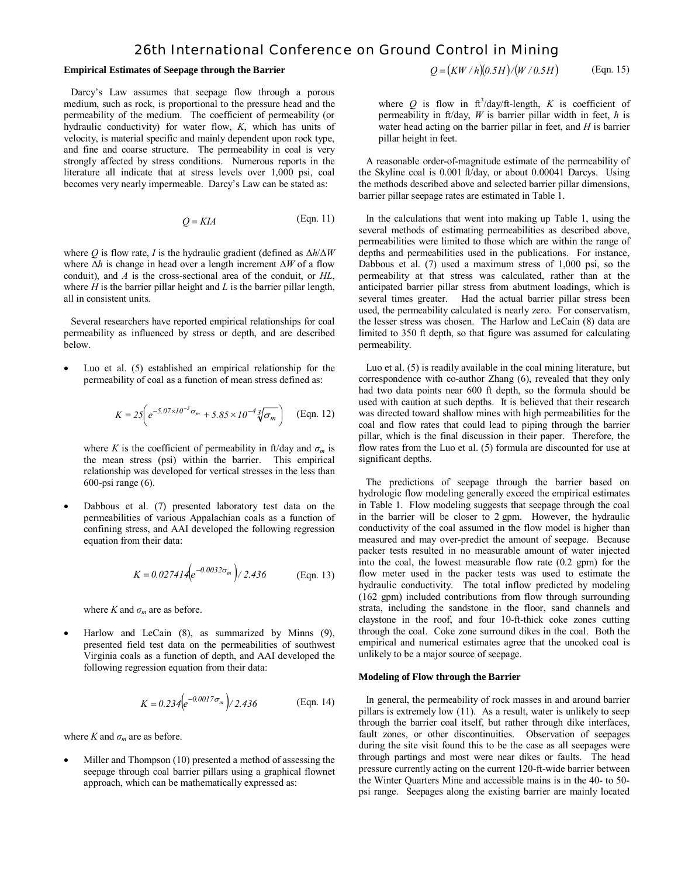### Empirical Estimates of Seepage through the Barrier

Darcy's Law assumes that seepage flow through a porous medium, such as rock, is proportional to the pressure head and the permeability of the medium. The coefficient of permeability (or hydraulic conductivity) for water flow, $K$, which has units of velocity, is material specific and mainly dependent upon rock type, and fine and coarse structure. The permeability in coal is very strongly affected by stress conditions. Numerous reports in the literature all indicate that at stress levels over 1,000 psi, coal becomes very nearly impermeable. Darcy's Law can be stated as:

$$Q = KIA \qquad \text{(Eqn. 11)}$$

where $Q$ is flow rate, $I$ is the hydraulic gradient (defined as $\Delta h/\Delta W$ where $\Delta h$ is change in head over a length increment $\Delta W$ of a flow conduit), and $A$ is the cross-sectional area of the conduit, or $HL$, where $H$ is the barrier pillar height and $L$ is the barrier pillar length, all in consistent units.

Several researchers have reported empirical relationships for coal permeability as influenced by stress or depth, and are described below.

- Luo et al. (5) established an empirical relationship for the permeability of coal as a function of mean stress defined as:

$$K = 25\left(e^{-5.07\times10^{-3}\sigma_m} + 5.85\times10^{-4}\sqrt[3]{\sigma_m}\right) \qquad \text{(Eqn. 12)}$$

  where $K$ is the coefficient of permeability in ft/day and $\sigma_m$ is the mean stress (psi) within the barrier. This empirical relationship was developed for vertical stresses in the less than 600-psi range (6).

- Dabbous et al. (7) presented laboratory test data on the permeabilities of various Appalachian coals as a function of confining stress, and AAI developed the following regression equation from their data:

$$K = 0.027414\left(e^{-0.0032\sigma_m}\right)/\,2.436 \qquad \text{(Eqn. 13)}$$

  where $K$ and $\sigma_m$ are as before.

- Harlow and LeCain (8), as summarized by Minns (9), presented field test data on the permeabilities of southwest Virginia coals as a function of depth, and AAI developed the following regression equation from their data:

$$K = 0.234\left(e^{-0.0017\sigma_m}\right)/\,2.436 \qquad \text{(Eqn. 14)}$$

where $K$ and $\sigma_m$ are as before.

- Miller and Thompson (10) presented a method of assessing the seepage through coal barrier pillars using a graphical flownet approach, which can be mathematically expressed as:

$$Q = (KW/h)(0.5H)/(W/0.5H) \qquad \text{(Eqn. 15)}$$

  where $Q$ is flow in ft$^3$/day/ft-length, $K$ is coefficient of permeability in ft/day, $W$ is barrier pillar width in feet, $h$ is water head acting on the barrier pillar in feet, and $H$ is barrier pillar height in feet.

A reasonable order-of-magnitude estimate of the permeability of the Skyline coal is 0.001 ft/day, or about 0.00041 Darcys. Using the methods described above and selected barrier pillar dimensions, barrier pillar seepage rates are estimated in Table 1.

In the calculations that went into making up Table 1, using the several methods of estimating permeabilities as described above, permeabilities were limited to those which are within the range of depths and permeabilities used in the publications. For instance, Dabbous et al. (7) used a maximum stress of 1,000 psi, so the permeability at that stress was calculated, rather than at the anticipated barrier pillar stress from abutment loadings, which is several times greater. Had the actual barrier pillar stress been used, the permeability calculated is nearly zero. For conservatism, the lesser stress was chosen. The Harlow and LeCain (8) data are limited to 350 ft depth, so that figure was assumed for calculating permeability.

Luo et al. (5) is readily available in the coal mining literature, but correspondence with co-author Zhang (6), revealed that they only had two data points near 600 ft depth, so the formula should be used with caution at such depths. It is believed that their research was directed toward shallow mines with high permeabilities for the coal and flow rates that could lead to piping through the barrier pillar, which is the final discussion in their paper. Therefore, the flow rates from the Luo et al. (5) formula are discounted for use at significant depths.

The predictions of seepage through the barrier based on hydrologic flow modeling generally exceed the empirical estimates in Table 1. Flow modeling suggests that seepage through the coal in the barrier will be closer to 2 gpm. However, the hydraulic conductivity of the coal assumed in the flow model is higher than measured and may over-predict the amount of seepage. Because packer tests resulted in no measurable amount of water injected into the coal, the lowest measurable flow rate (0.2 gpm) for the flow meter used in the packer tests was used to estimate the hydraulic conductivity. The total inflow predicted by modeling (162 gpm) included contributions from flow through surrounding strata, including the sandstone in the floor, sand channels and claystone in the roof, and four 10-ft-thick coke zones cutting through the coal. Coke zone surround dikes in the coal. Both the empirical and numerical estimates agree that the uncoked coal is unlikely to be a major source of seepage.

### Modeling of Flow through the Barrier

In general, the permeability of rock masses in and around barrier pillars is extremely low (11). As a result, water is unlikely to seep through the barrier coal itself, but rather through dike interfaces, fault zones, or other discontinuities. Observation of seepages during the site visit found this to be the case as all seepages were through partings and most were near dikes or faults. The head pressure currently acting on the current 120-ft-wide barrier between the Winter Quarters Mine and accessible mains is in the 40- to 50-psi range. Seepages along the existing barrier are mainly located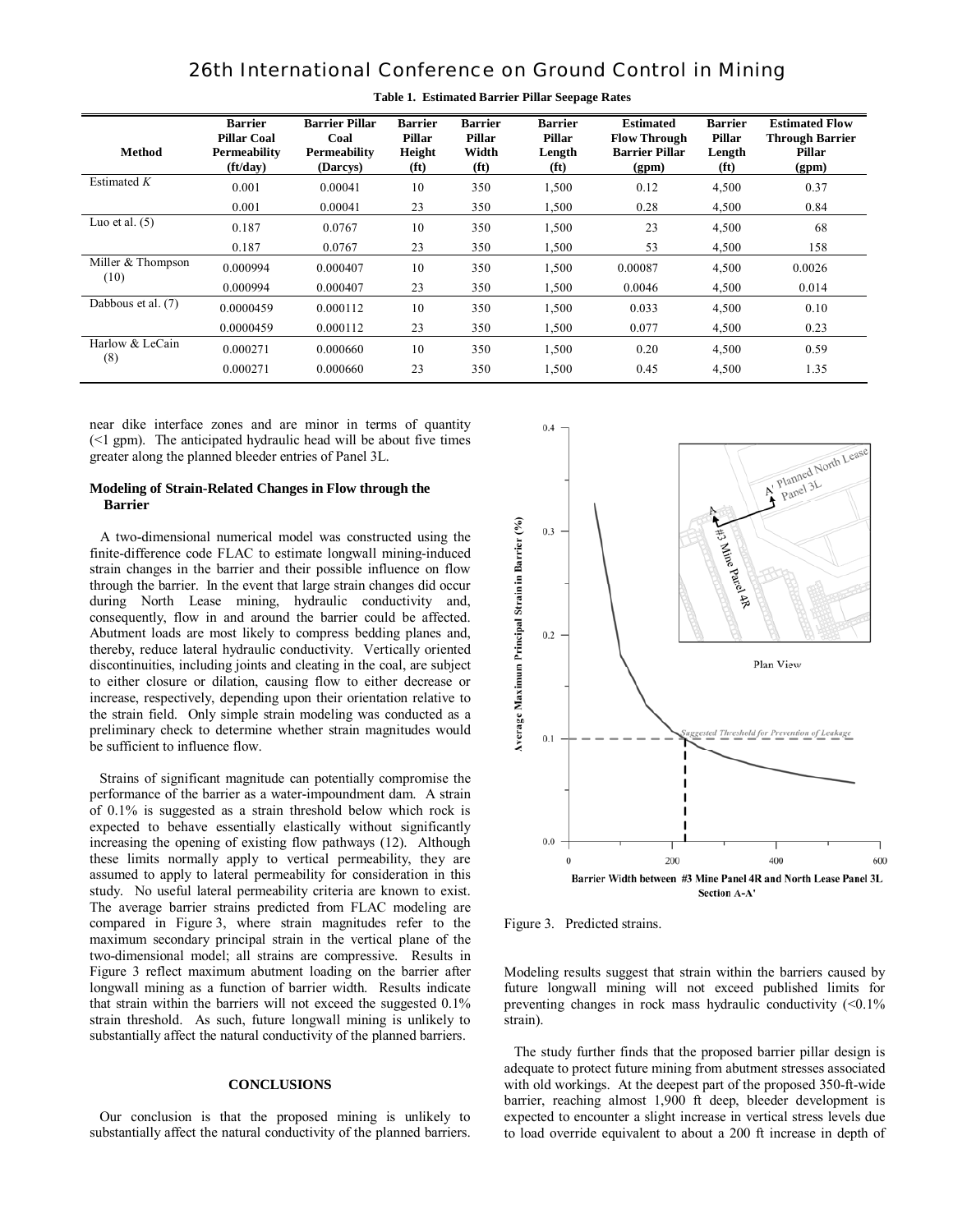**Table 1. Estimated Barrier Pillar Seepage Rates**

| Method | Barrier Pillar Coal Permeability (ft/day) | Barrier Pillar Coal Permeability (Darcys) | Barrier Pillar Height (ft) | Barrier Pillar Width (ft) | Barrier Pillar Length (ft) | Estimated Flow Through Barrier Pillar (gpm) | Barrier Pillar Length (ft) | Estimated Flow Through Barrier Pillar (gpm) |
|---|---|---|---|---|---|---|---|---|
| Estimated *K* | 0.001 | 0.00041 | 10 | 350 | 1,500 | 0.12 | 4,500 | 0.37 |
| | 0.001 | 0.00041 | 23 | 350 | 1,500 | 0.28 | 4,500 | 0.84 |
| Luo et al. (5) | 0.187 | 0.0767 | 10 | 350 | 1,500 | 23 | 4,500 | 68 |
| | 0.187 | 0.0767 | 23 | 350 | 1,500 | 53 | 4,500 | 158 |
| Miller & Thompson (10) | 0.000994 | 0.000407 | 10 | 350 | 1,500 | 0.00087 | 4,500 | 0.0026 |
| | 0.000994 | 0.000407 | 23 | 350 | 1,500 | 0.0046 | 4,500 | 0.014 |
| Dabbous et al. (7) | 0.0000459 | 0.000112 | 10 | 350 | 1,500 | 0.033 | 4,500 | 0.10 |
| | 0.0000459 | 0.000112 | 23 | 350 | 1,500 | 0.077 | 4,500 | 0.23 |
| Harlow & LeCain (8) | 0.000271 | 0.000660 | 10 | 350 | 1,500 | 0.20 | 4,500 | 0.59 |
| | 0.000271 | 0.000660 | 23 | 350 | 1,500 | 0.45 | 4,500 | 1.35 |

near dike interface zones and are minor in terms of quantity (<1 gpm). The anticipated hydraulic head will be about five times greater along the planned bleeder entries of Panel 3L.

### Modeling of Strain-Related Changes in Flow through the Barrier

A two-dimensional numerical model was constructed using the finite-difference code FLAC to estimate longwall mining-induced strain changes in the barrier and their possible influence on flow through the barrier. In the event that large strain changes did occur during North Lease mining, hydraulic conductivity and, consequently, flow in and around the barrier could be affected. Abutment loads are most likely to compress bedding planes and, thereby, reduce lateral hydraulic conductivity. Vertically oriented discontinuities, including joints and cleating in the coal, are subject to either closure or dilation, causing flow to either decrease or increase, respectively, depending upon their orientation relative to the strain field. Only simple strain modeling was conducted as a preliminary check to determine whether strain magnitudes would be sufficient to influence flow.

Strains of significant magnitude can potentially compromise the performance of the barrier as a water-impoundment dam. A strain of 0.1% is suggested as a strain threshold below which rock is expected to behave essentially elastically without significantly increasing the opening of existing flow pathways (12). Although these limits normally apply to vertical permeability, they are assumed to apply to lateral permeability for consideration in this study. No useful lateral permeability criteria are known to exist. The average barrier strains predicted from FLAC modeling are compared in Figure 3, where strain magnitudes refer to the maximum secondary principal strain in the vertical plane of the two-dimensional model; all strains are compressive. Results in Figure 3 reflect maximum abutment loading on the barrier after longwall mining as a function of barrier width. Results indicate that strain within the barriers will not exceed the suggested 0.1% strain threshold. As such, future longwall mining is unlikely to substantially affect the natural conductivity of the planned barriers.

## CONCLUSIONS

Our conclusion is that the proposed mining is unlikely to substantially affect the natural conductivity of the planned barriers.

Figure 3. Predicted strains.

Modeling results suggest that strain within the barriers caused by future longwall mining will not exceed published limits for preventing changes in rock mass hydraulic conductivity (<0.1% strain).

The study further finds that the proposed barrier pillar design is adequate to protect future mining from abutment stresses associated with old workings. At the deepest part of the proposed 350-ft-wide barrier, reaching almost 1,900 ft deep, bleeder development is expected to encounter a slight increase in vertical stress levels due to load override equivalent to about a 200 ft increase in depth of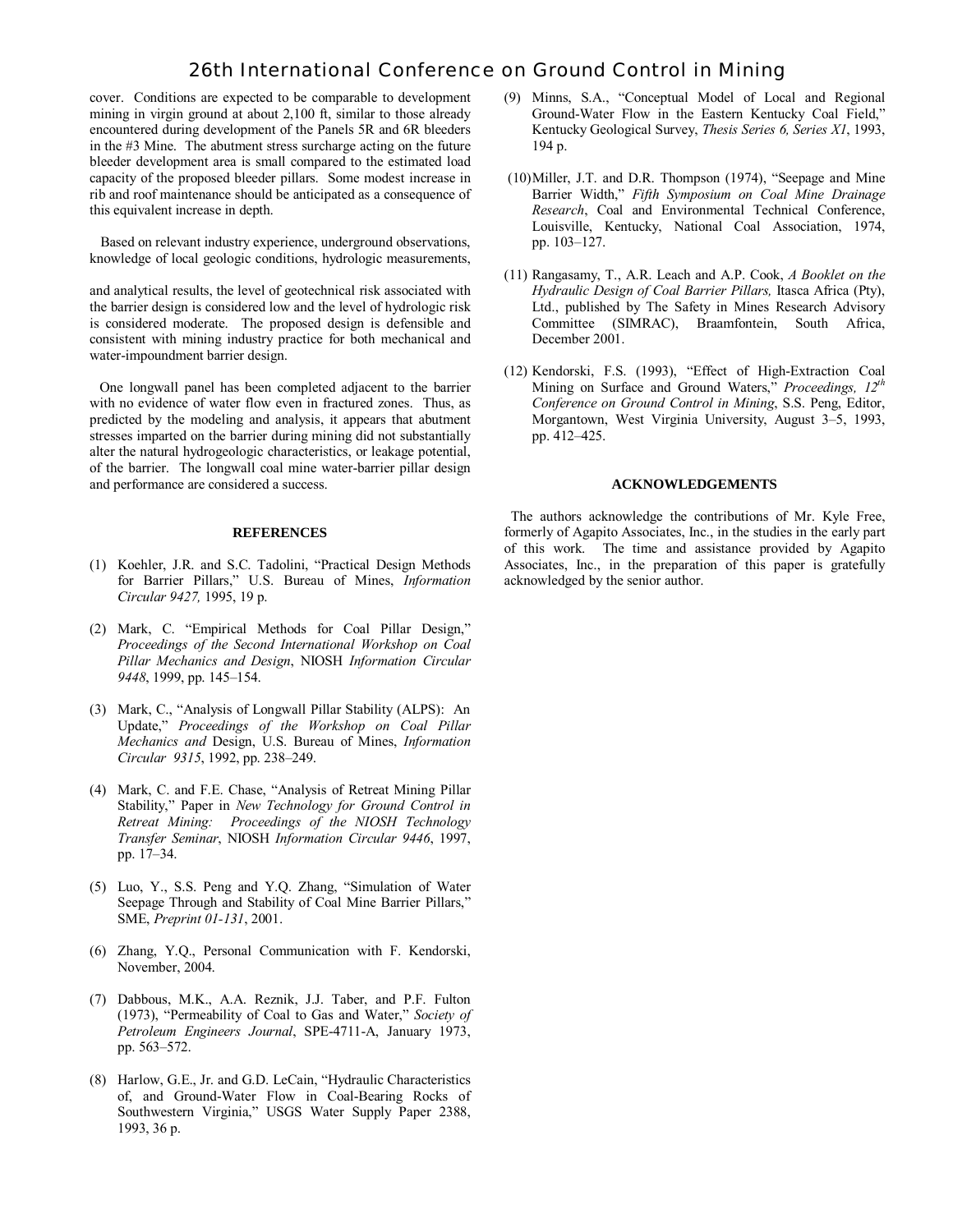cover. Conditions are expected to be comparable to development mining in virgin ground at about 2,100 ft, similar to those already encountered during development of the Panels 5R and 6R bleeders in the #3 Mine. The abutment stress surcharge acting on the future bleeder development area is small compared to the estimated load capacity of the proposed bleeder pillars. Some modest increase in rib and roof maintenance should be anticipated as a consequence of this equivalent increase in depth.

Based on relevant industry experience, underground observations, knowledge of local geologic conditions, hydrologic measurements, and analytical results, the level of geotechnical risk associated with the barrier design is considered low and the level of hydrologic risk is considered moderate. The proposed design is defensible and consistent with mining industry practice for both mechanical and water-impoundment barrier design.

One longwall panel has been completed adjacent to the barrier with no evidence of water flow even in fractured zones. Thus, as predicted by the modeling and analysis, it appears that abutment stresses imparted on the barrier during mining did not substantially alter the natural hydrogeologic characteristics, or leakage potential, of the barrier. The longwall coal mine water-barrier pillar design and performance are considered a success.

## REFERENCES

(1) Koehler, J.R. and S.C. Tadolini, "Practical Design Methods for Barrier Pillars," U.S. Bureau of Mines, *Information Circular 9427,* 1995, 19 p.

(2) Mark, C. "Empirical Methods for Coal Pillar Design," *Proceedings of the Second International Workshop on Coal Pillar Mechanics and Design*, NIOSH *Information Circular 9448*, 1999, pp. 145–154.

(3) Mark, C., "Analysis of Longwall Pillar Stability (ALPS): An Update," *Proceedings of the Workshop on Coal Pillar Mechanics and* Design, U.S. Bureau of Mines, *Information Circular 9315*, 1992, pp. 238–249.

(4) Mark, C. and F.E. Chase, "Analysis of Retreat Mining Pillar Stability," Paper in *New Technology for Ground Control in Retreat Mining: Proceedings of the NIOSH Technology Transfer Seminar*, NIOSH *Information Circular 9446*, 1997, pp. 17–34.

(5) Luo, Y., S.S. Peng and Y.Q. Zhang, "Simulation of Water Seepage Through and Stability of Coal Mine Barrier Pillars," SME, *Preprint 01-131*, 2001.

(6) Zhang, Y.Q., Personal Communication with F. Kendorski, November, 2004.

(7) Dabbous, M.K., A.A. Reznik, J.J. Taber, and P.F. Fulton (1973), "Permeability of Coal to Gas and Water," *Society of Petroleum Engineers Journal*, SPE-4711-A, January 1973, pp. 563–572.

(8) Harlow, G.E., Jr. and G.D. LeCain, "Hydraulic Characteristics of, and Ground-Water Flow in Coal-Bearing Rocks of Southwestern Virginia," USGS Water Supply Paper 2388, 1993, 36 p.

(9) Minns, S.A., "Conceptual Model of Local and Regional Ground-Water Flow in the Eastern Kentucky Coal Field," Kentucky Geological Survey, *Thesis Series 6, Series XI*, 1993, 194 p.

(10) Miller, J.T. and D.R. Thompson (1974), "Seepage and Mine Barrier Width," *Fifth Symposium on Coal Mine Drainage Research*, Coal and Environmental Technical Conference, Louisville, Kentucky, National Coal Association, 1974, pp. 103–127.

(11) Rangasamy, T., A.R. Leach and A.P. Cook, *A Booklet on the Hydraulic Design of Coal Barrier Pillars,* Itasca Africa (Pty), Ltd., published by The Safety in Mines Research Advisory Committee (SIMRAC), Braamfontein, South Africa, December 2001.

(12) Kendorski, F.S. (1993), "Effect of High-Extraction Coal Mining on Surface and Ground Waters," *Proceedings, 12th Conference on Ground Control in Mining*, S.S. Peng, Editor, Morgantown, West Virginia University, August 3–5, 1993, pp. 412–425.

## ACKNOWLEDGEMENTS

The authors acknowledge the contributions of Mr. Kyle Free, formerly of Agapito Associates, Inc., in the studies in the early part of this work. The time and assistance provided by Agapito Associates, Inc., in the preparation of this paper is gratefully acknowledged by the senior author.